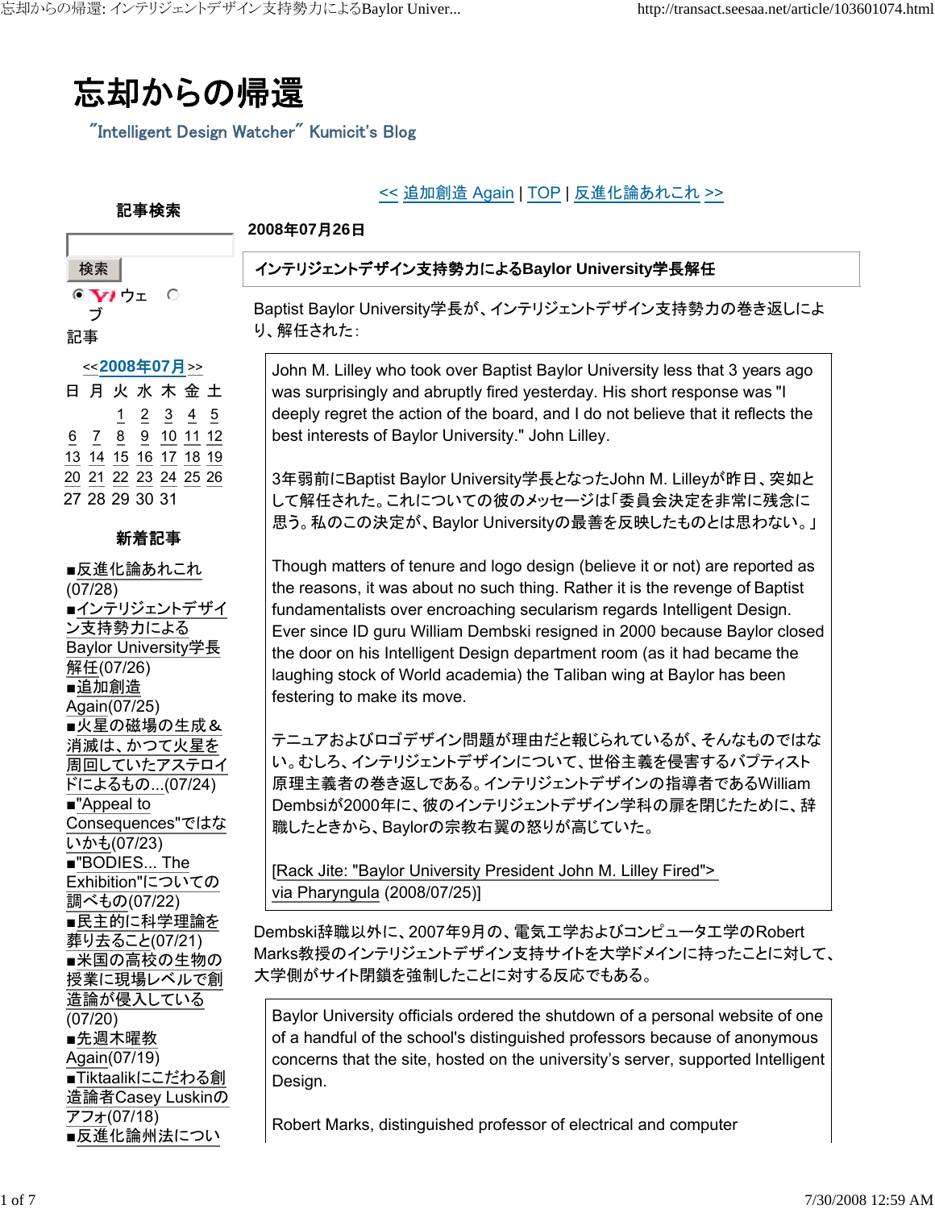# 忘却からの帰還

"Intelligent Design Watcher" Kumicit's Blog

<< 追加創造 Again | TOP | 反進化論あれこれ >>

**記事検索**

検索

ウェブ 記事

<<2008年07月>>

| 日 | 月 | 火 | 水 | 木 | 金 | 土 |
|---|---|---|---|---|---|---|
| | | 1 | 2 | 3 | 4 | 5 |
| 6 | 7 | 8 | 9 | 10 | 11 | 12 |
| 13 | 14 | 15 | 16 | 17 | 18 | 19 |
| 20 | 21 | 22 | 23 | 24 | 25 | 26 |
| 27 | 28 | 29 | 30 | 31 | | |

**新着記事**

- ■反進化論あれこれ(07/28)
- ■インテリジェントデザイン支持勢力によるBaylor University学長解任(07/26)
- ■追加創造Again(07/25)
- ■火星の磁場の生成＆消滅は、かつて火星を周回していたアステロイドによるもの...(07/24)
- ■"Appeal to Consequences"ではないかも(07/23)
- ■"BODIES... The Exhibition"についての調べもの(07/22)
- ■民主的に科学理論を葬り去ること(07/21)
- ■米国の高校の生物の授業に現場レベルで創造論が侵入している(07/20)
- ■先週木曜教Again(07/19)
- ■Tiktaalikにこだわる創造論者Casey Luskinのアフォ(07/18)
- ■反進化論州法につい

**2008年07月26日**

## インテリジェントデザイン支持勢力によるBaylor University学長解任

Baptist Baylor University学長が、インテリジェントデザイン支持勢力の巻き返しにより、解任された：

> John M. Lilley who took over Baptist Baylor University less that 3 years ago was surprisingly and abruptly fired yesterday. His short response was "I deeply regret the action of the board, and I do not believe that it reflects the best interests of Baylor University." John Lilley.
>
> 3年弱前にBaptist Baylor University学長となったJohn M. Lilleyが昨日、突如として解任された。これについての彼のメッセージは「委員会決定を非常に残念に思う。私のこの決定が、Baylor Universityの最善を反映したものとは思わない。」
>
> Though matters of tenure and logo design (believe it or not) are reported as the reasons, it was about no such thing. Rather it is the revenge of Baptist fundamentalists over encroaching secularism regards Intelligent Design. Ever since ID guru William Dembski resigned in 2000 because Baylor closed the door on his Intelligent Design department room (as it had became the laughing stock of World academia) the Taliban wing at Baylor has been festering to make its move.
>
> テニュアおよびロゴデザイン問題が理由だと報じられているが、そんなものではない。むしろ、インテリジェントデザインについて、世俗主義を侵害するバプティスト原理主義者の巻き返しである。インテリジェントデザインの指導者であるWilliam Dembsiが2000年に、彼のインテリジェントデザイン学科の扉を閉じたために、辞職したときから、Baylorの宗教右翼の怒りが高じていた。
>
> [Rack Jite: "Baylor University President John M. Lilley Fired"> via Pharyngula (2008/07/25)]

Dembski辞職以外に、2007年9月の、電気工学およびコンピュータ工学のRobert Marks教授のインテリジェントデザイン支持サイトを大学ドメインに持ったことに対して、大学側がサイト閉鎖を強制したことに対する反応でもある。

> Baylor University officials ordered the shutdown of a personal website of one of a handful of the school's distinguished professors because of anonymous concerns that the site, hosted on the university's server, supported Intelligent Design.
>
> Robert Marks, distinguished professor of electrical and computer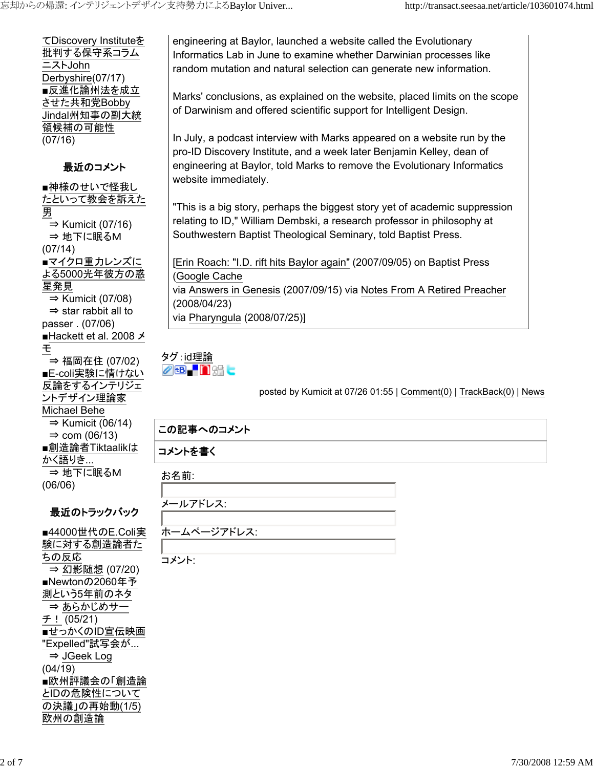てDiscovery Instituteを批判する保守系コラムニストJohn Derbyshire(07/17)
■反進化論州法を成立させた共和党Bobby Jindal州知事の副大統領候補の可能性(07/16)

### 最近のコメント

■神様のせいで怪我したといって教会を訴えた男
⇒ Kumicit (07/16)
⇒ 地下に眠るM (07/14)
■マイクロ重力レンズによる5000光年彼方の惑星発見
⇒ Kumicit (07/08)
⇒ star rabbit all to passer . (07/06)
■Hackett et al. 2008 メモ
⇒ 福岡在住 (07/02)
■E-coli実験に情けない反論をするインテリジェントデザイン理論家Michael Behe
⇒ Kumicit (06/14)
⇒ com (06/13)
■創造論者Tiktaalikはかく語りき...
⇒ 地下に眠るM (06/06)

### 最近のトラックバック

■44000世代のE.Coli実験に対する創造論者たちの反応
⇒ 幻影随想 (07/20)
■Newtonの2060年予測という5年前のネタ
⇒ あらかじめサーチ！ (05/21)
■せっかくのID宣伝映画"Expelled"試写会が...
⇒ JGeek Log (04/19)
■欧州評議会の「創造論とIDの危険性についての決議」の再始動(1/5)
欧州の創造論

engineering at Baylor, launched a website called the Evolutionary Informatics Lab in June to examine whether Darwinian processes like random mutation and natural selection can generate new information.

Marks' conclusions, as explained on the website, placed limits on the scope of Darwinism and offered scientific support for Intelligent Design.

In July, a podcast interview with Marks appeared on a website run by the pro-ID Discovery Institute, and a week later Benjamin Kelley, dean of engineering at Baylor, told Marks to remove the Evolutionary Informatics website immediately.

"This is a big story, perhaps the biggest story yet of academic suppression relating to ID," William Dembski, a research professor in philosophy at Southwestern Baptist Theological Seminary, told Baptist Press.

[Erin Roach: "I.D. rift hits Baylor again" (2007/09/05) on Baptist Press (Google Cache
via Answers in Genesis (2007/09/15) via Notes From A Retired Preacher (2008/04/23)
via Pharyngula (2008/07/25)]

タグ：id理論

posted by Kumicit at 07/26 01:55 | Comment(0) | TrackBack(0) | News

### この記事へのコメント

### コメントを書く

お名前:

メールアドレス:

ホームページアドレス:

コメント: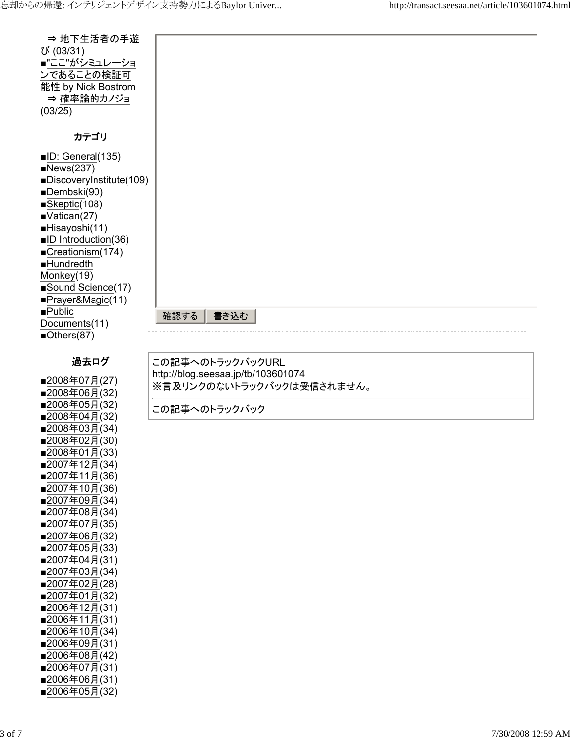⇒ 地下生活者の手遊び (03/31)
■"ここ"がシミュレーションであることの検証可能性 by Nick Bostrom
⇒ 確率論的カノジョ (03/25)

### カテゴリ

■ID: General(135)
■News(237)
■DiscoveryInstitute(109)
■Dembski(90)
■Skeptic(108)
■Vatican(27)
■Hisayoshi(11)
■ID Introduction(36)
■Creationism(174)
■Hundredth Monkey(19)
■Sound Science(17)
■Prayer&Magic(11)
■Public Documents(11)
■Others(87)

### 過去ログ

■2008年07月(27)
■2008年06月(32)
■2008年05月(32)
■2008年04月(32)
■2008年03月(34)
■2008年02月(30)
■2008年01月(33)
■2007年12月(34)
■2007年11月(36)
■2007年10月(36)
■2007年09月(34)
■2007年08月(34)
■2007年07月(35)
■2007年06月(32)
■2007年05月(33)
■2007年04月(31)
■2007年03月(34)
■2007年02月(28)
■2007年01月(32)
■2006年12月(31)
■2006年11月(31)
■2006年10月(34)
■2006年09月(31)
■2006年08月(42)
■2006年07月(31)
■2006年06月(31)
■2006年05月(32)

確認する　書き込む

この記事へのトラックバックURL
http://blog.seesaa.jp/tb/103601074
※言及リンクのないトラックバックは受信されません。

この記事へのトラックバック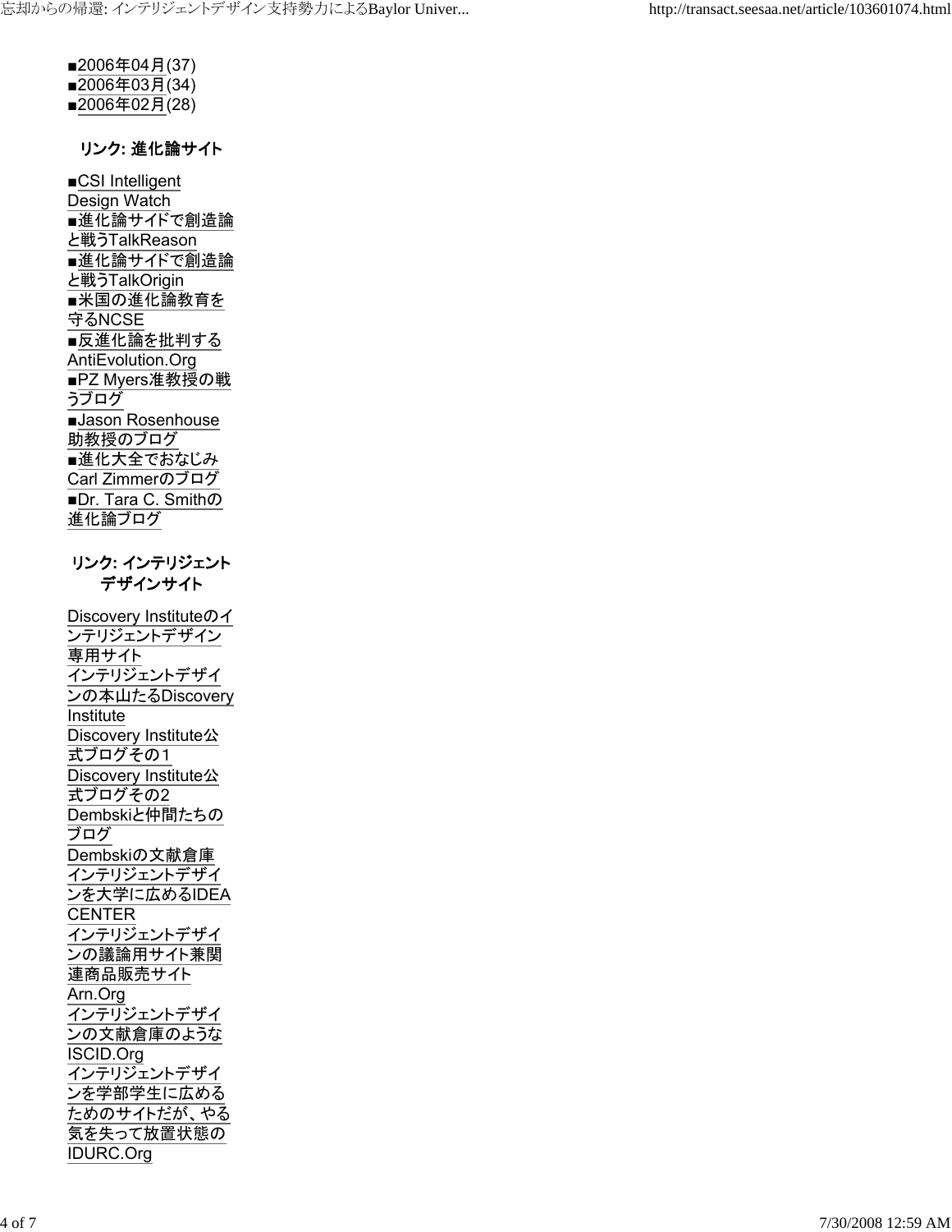■2006年04月(37)
■2006年03月(34)
■2006年02月(28)

### リンク: 進化論サイト

■CSI Intelligent Design Watch
■進化論サイドで創造論と戦うTalkReason
■進化論サイドで創造論と戦うTalkOrigin
■米国の進化論教育を守るNCSE
■反進化論を批判するAntiEvolution.Org
■PZ Myers准教授の戦うブログ
■Jason Rosenhouse助教授のブログ
■進化大全でおなじみCarl Zimmerのブログ
■Dr. Tara C. Smithの進化論ブログ

### リンク: インテリジェントデザインサイト

Discovery Instituteのインテリジェントデザイン専用サイト
インテリジェントデザインの本山たるDiscovery Institute
Discovery Institute公式ブログその１
Discovery Institute公式ブログその2
Dembskiと仲間たちのブログ
Dembskiの文献倉庫
インテリジェントデザインを大学に広めるIDEA CENTER
インテリジェントデザインの議論用サイト兼関連商品販売サイトArn.Org
インテリジェントデザインの文献倉庫のようなISCID.Org
インテリジェントデザインを学部学生に広めるためのサイトだが、やる気を失って放置状態のIDURC.Org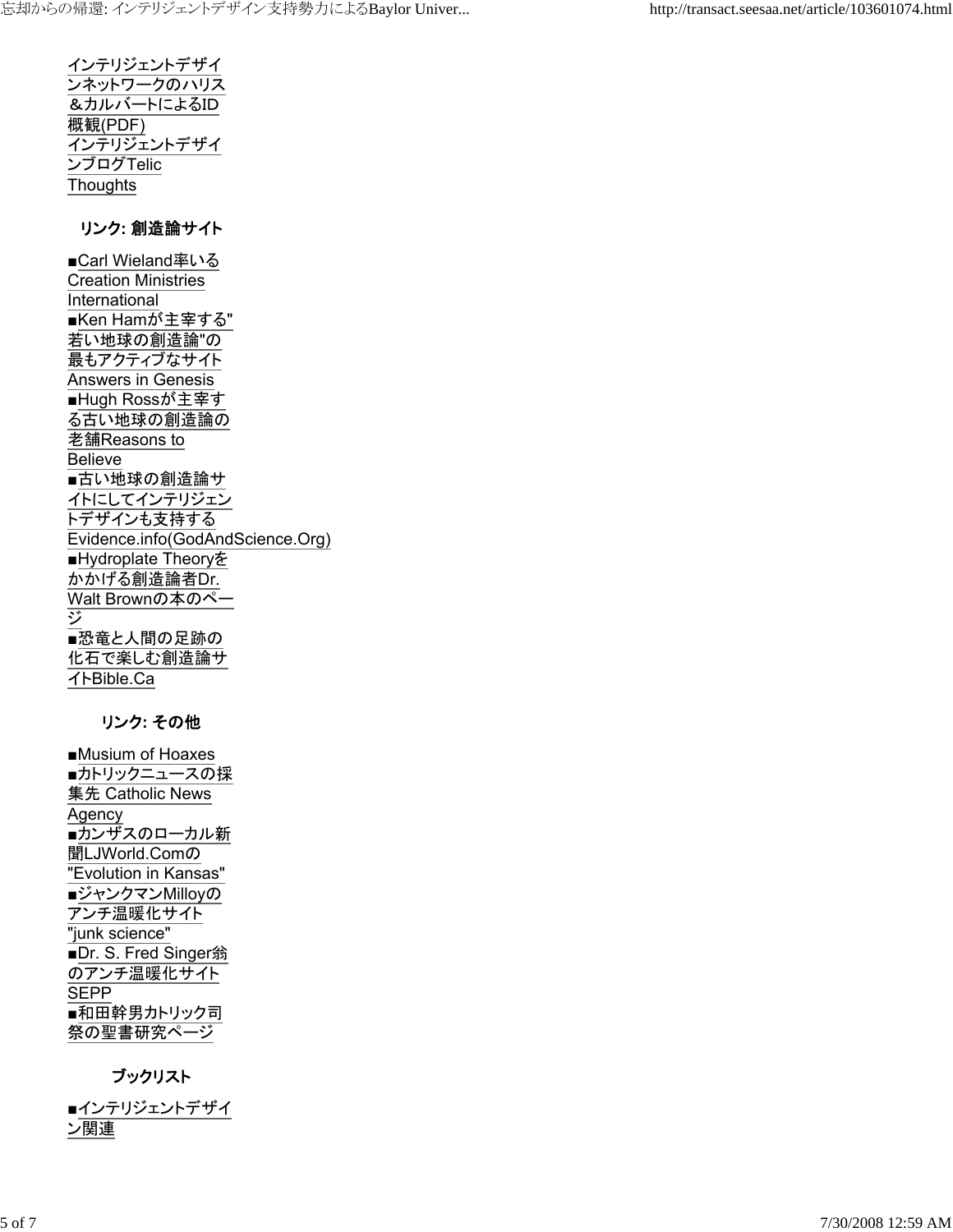インテリジェントデザインネットワークのハリス＆カルバートによるID概観(PDF)
インテリジェントデザインブログTelic Thoughts

### リンク: 創造論サイト

■Carl Wieland率いるCreation Ministries International
■Ken Hamが主宰する"若い地球の創造論"の最もアクティブなサイトAnswers in Genesis
■Hugh Rossが主宰する古い地球の創造論の老舗Reasons to Believe
■古い地球の創造論サイトにしてインテリジェントデザインも支持するEvidence.info(GodAndScience.Org)
■Hydroplate Theoryをかかげる創造論者Dr. Walt Brownの本のページ
■恐竜と人間の足跡の化石で楽しむ創造論サイトBible.Ca

### リンク: その他

■Musium of Hoaxes
■カトリックニュースの採集先 Catholic News Agency
■カンザスのローカル新聞LJWorld.Comの"Evolution in Kansas"
■ジャンクマンMilloyのアンチ温暖化サイト"junk science"
■Dr. S. Fred Singer翁のアンチ温暖化サイトSEPP
■和田幹男カトリック司祭の聖書研究ページ

### ブックリスト

■インテリジェントデザイン関連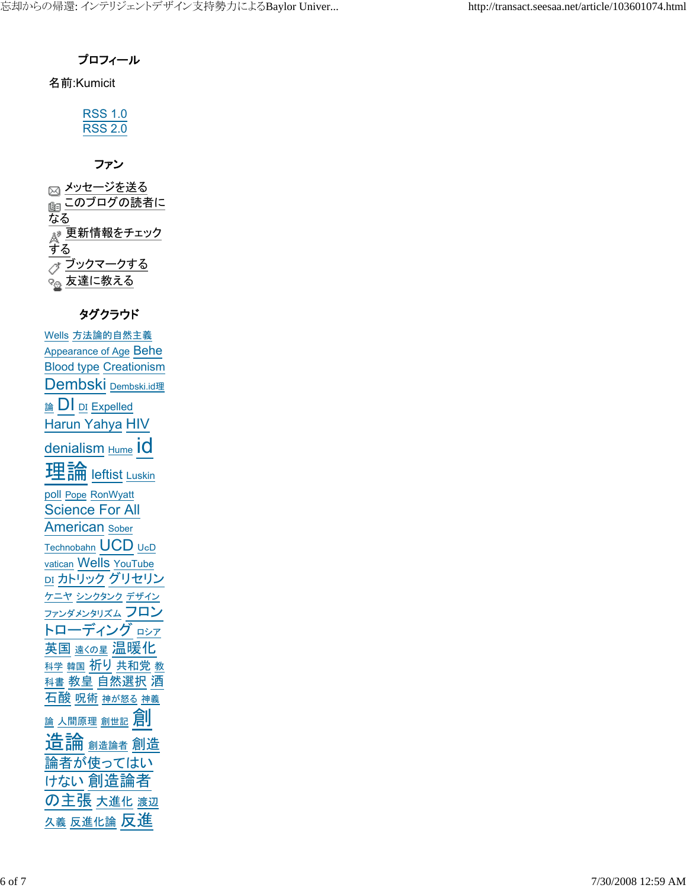### プロフィール

名前:Kumicit

RSS 1.0
RSS 2.0

### ファン

メッセージを送る
このブログの読者になる
更新情報をチェックする
ブックマークする
友達に教える

### タグクラウド

Wells 方法論的自然主義 Appearance of Age Behe Blood type Creationism Dembski Dembski.id理論 DI DI Expelled Harun Yahya HIV denialism Hume id理論 leftist Luskin poll Pope RonWyatt Science For All American Sober Technobahn UCD UcD vatican Wells YouTube DI カトリック グリセリン ケニヤ シンクタンク デザイン ファンダメンタリズム フロン トローディング ロシア 英国 遠くの星 温暖化 科学 韓国 祈り 共和党 教科書 教皇 自然選択 酒石酸 呪術 神が怒る 神義論 人間原理 創世記 創造論 創造論者 創造論者が使ってはいけない 創造論者の主張 大進化 渡辺久義 反進化論 反進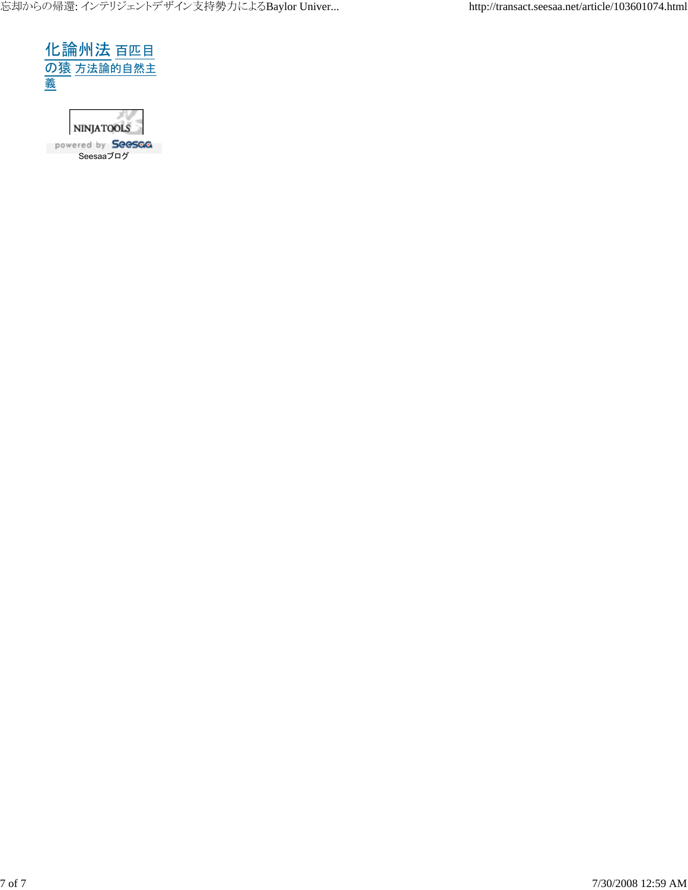化論州法 百匹目の猿 方法論的自然主義

NINJATOOLS

powered by Seesaa

Seesaaブログ